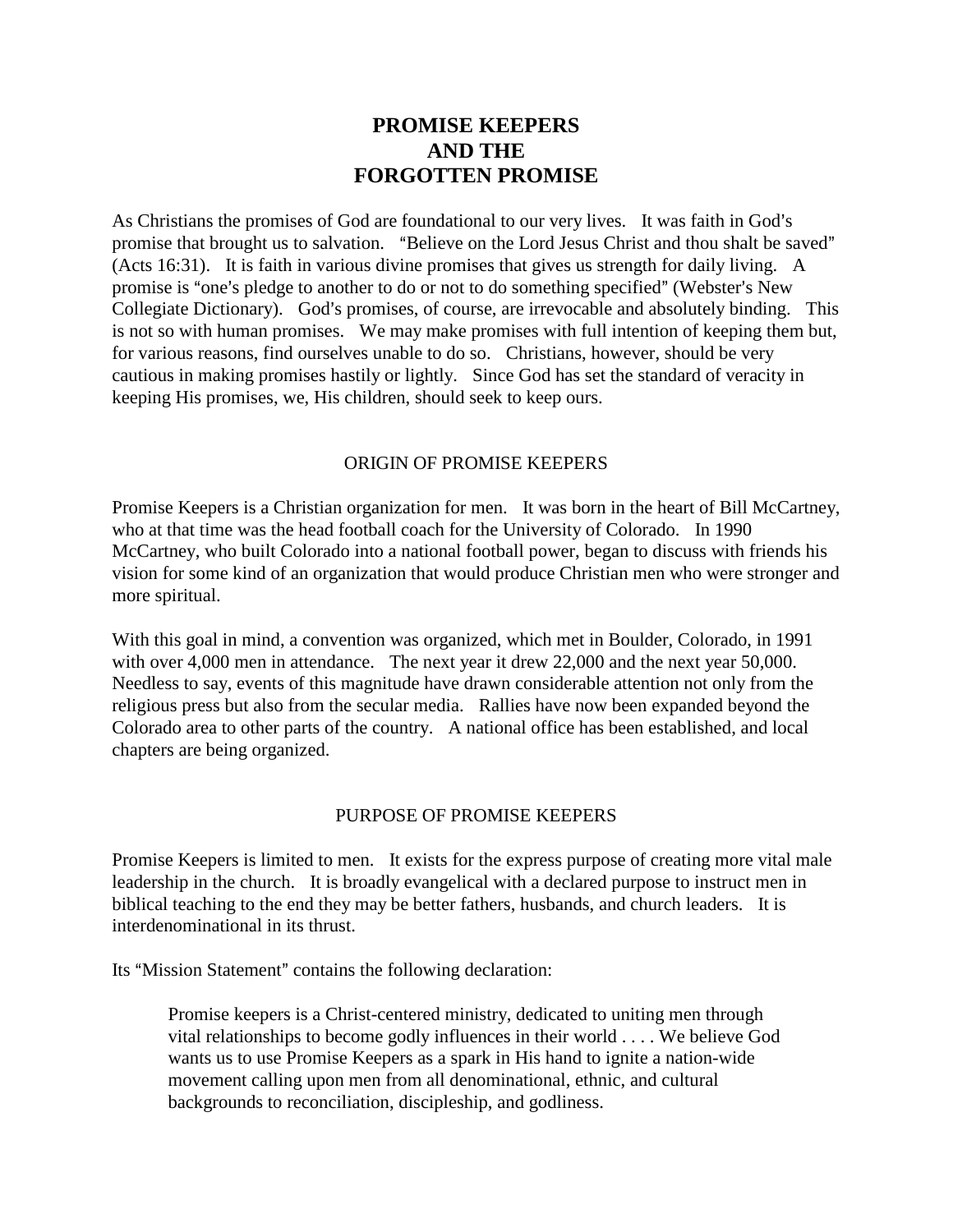# PROMISE KEEPERS AND THE FORGOTTEN PROMISE

As Christians the promises of God are foundational to our very lives. It was faith in God's promise that brought us to salvation. "Believe on the Lord Jesus Christ and thou shalt be saved" (Acts 16:31). It is faith in various divine promises that gives us strength for daily living. A promise is "one's pledge to another to do or not to do something specified" (Webster's New Collegiate Dictionary). God's promises, of course, are irrevocable and absolutely binding. This is not so with human promises. We may make promises with full intention of keeping them but, for various reasons, find ourselves unable to do so. Christians, however, should be very cautious in making promises hastily or lightly. Since God has set the standard of veracity in keeping His promises, we, His children, should seek to keep ours.

## ORIGIN OF PROMISE KEEPERS

Promise Keepers is a Christian organization for men. It was born in the heart of Bill McCartney, who at that time was the head football coach for the University of Colorado. In 1990 McCartney, who built Colorado into a national football power, began to discuss with friends his vision for some kind of an organization that would produce Christian men who were stronger and more spiritual.

With this goal in mind, a convention was organized, which met in Boulder, Colorado, in 1991 with over 4,000 men in attendance. The next year it drew 22,000 and the next year 50,000. Needless to say, events of this magnitude have drawn considerable attention not only from the religious press but also from the secular media. Rallies have now been expanded beyond the Colorado area to other parts of the country. A national office has been established, and local chapters are being organized.

## PURPOSE OF PROMISE KEEPERS

Promise Keepers is limited to men. It exists for the express purpose of creating more vital male leadership in the church. It is broadly evangelical with a declared purpose to instruct men in biblical teaching to the end they may be better fathers, husbands, and church leaders. It is interdenominational in its thrust.

Its "Mission Statement" contains the following declaration:

> Promise keepers is a Christ-centered ministry, dedicated to uniting men through vital relationships to become godly influences in their world . . . . We believe God wants us to use Promise Keepers as a spark in His hand to ignite a nation-wide movement calling upon men from all denominational, ethnic, and cultural backgrounds to reconciliation, discipleship, and godliness.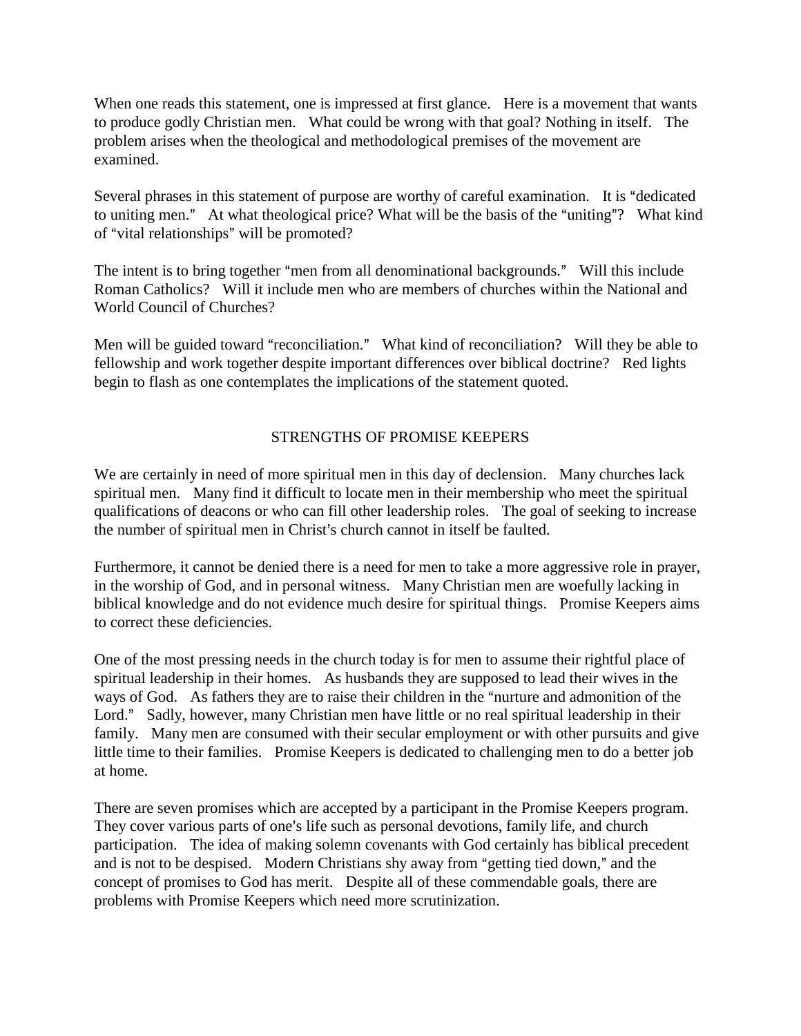When one reads this statement, one is impressed at first glance. Here is a movement that wants to produce godly Christian men. What could be wrong with that goal? Nothing in itself. The problem arises when the theological and methodological premises of the movement are examined.

Several phrases in this statement of purpose are worthy of careful examination. It is "dedicated to uniting men." At what theological price? What will be the basis of the "uniting"? What kind of "vital relationships" will be promoted?

The intent is to bring together "men from all denominational backgrounds." Will this include Roman Catholics? Will it include men who are members of churches within the National and World Council of Churches?

Men will be guided toward "reconciliation." What kind of reconciliation? Will they be able to fellowship and work together despite important differences over biblical doctrine? Red lights begin to flash as one contemplates the implications of the statement quoted.

## STRENGTHS OF PROMISE KEEPERS

We are certainly in need of more spiritual men in this day of declension. Many churches lack spiritual men. Many find it difficult to locate men in their membership who meet the spiritual qualifications of deacons or who can fill other leadership roles. The goal of seeking to increase the number of spiritual men in Christ's church cannot in itself be faulted.

Furthermore, it cannot be denied there is a need for men to take a more aggressive role in prayer, in the worship of God, and in personal witness. Many Christian men are woefully lacking in biblical knowledge and do not evidence much desire for spiritual things. Promise Keepers aims to correct these deficiencies.

One of the most pressing needs in the church today is for men to assume their rightful place of spiritual leadership in their homes. As husbands they are supposed to lead their wives in the ways of God. As fathers they are to raise their children in the "nurture and admonition of the Lord." Sadly, however, many Christian men have little or no real spiritual leadership in their family. Many men are consumed with their secular employment or with other pursuits and give little time to their families. Promise Keepers is dedicated to challenging men to do a better job at home.

There are seven promises which are accepted by a participant in the Promise Keepers program. They cover various parts of one's life such as personal devotions, family life, and church participation. The idea of making solemn covenants with God certainly has biblical precedent and is not to be despised. Modern Christians shy away from "getting tied down," and the concept of promises to God has merit. Despite all of these commendable goals, there are problems with Promise Keepers which need more scrutinization.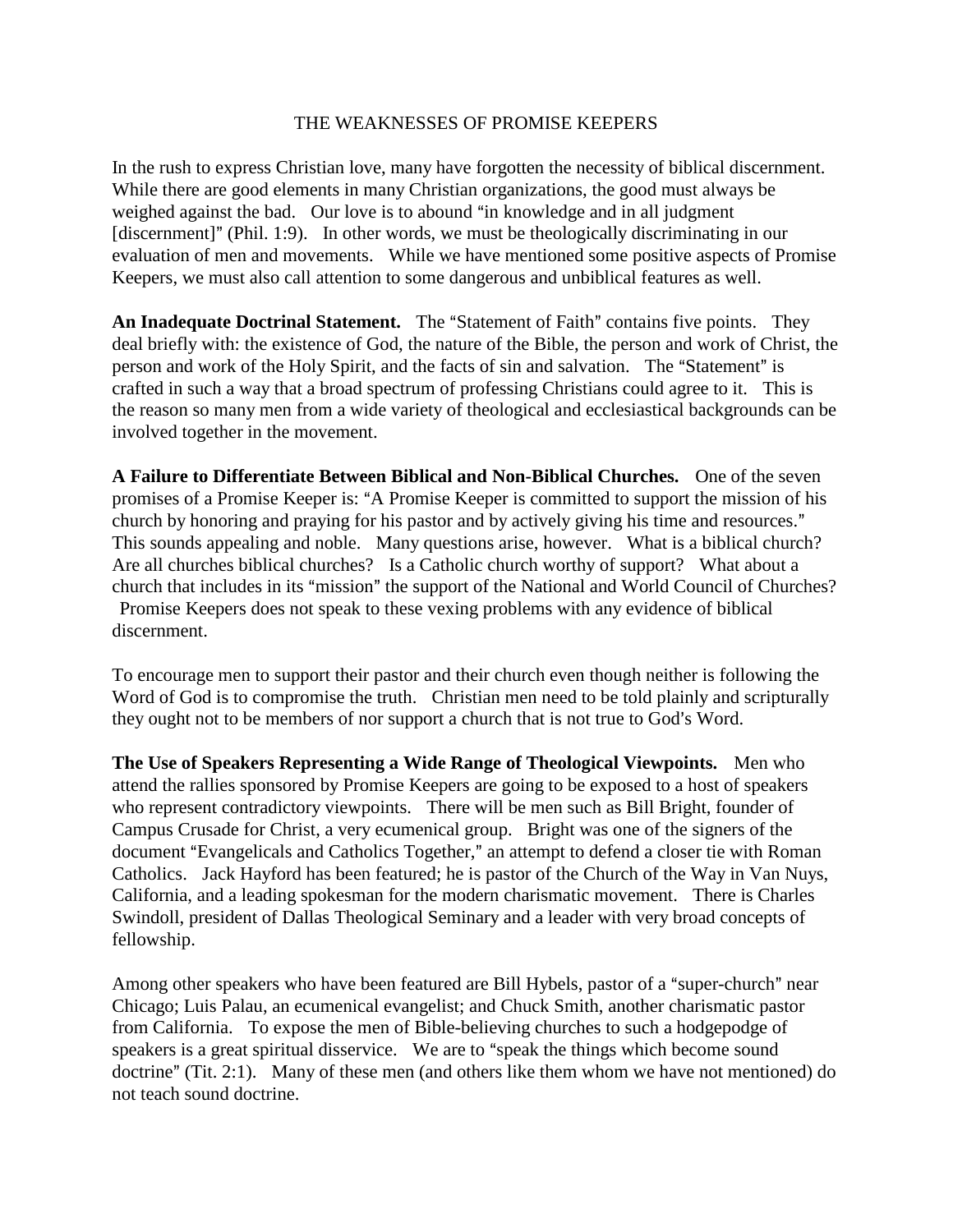THE WEAKNESSES OF PROMISE KEEPERS

In the rush to express Christian love, many have forgotten the necessity of biblical discernment. While there are good elements in many Christian organizations, the good must always be weighed against the bad. Our love is to abound "in knowledge and in all judgment [discernment]" (Phil. 1:9). In other words, we must be theologically discriminating in our evaluation of men and movements. While we have mentioned some positive aspects of Promise Keepers, we must also call attention to some dangerous and unbiblical features as well.

**An Inadequate Doctrinal Statement.** The "Statement of Faith" contains five points. They deal briefly with: the existence of God, the nature of the Bible, the person and work of Christ, the person and work of the Holy Spirit, and the facts of sin and salvation. The "Statement" is crafted in such a way that a broad spectrum of professing Christians could agree to it. This is the reason so many men from a wide variety of theological and ecclesiastical backgrounds can be involved together in the movement.

**A Failure to Differentiate Between Biblical and Non-Biblical Churches.** One of the seven promises of a Promise Keeper is: "A Promise Keeper is committed to support the mission of his church by honoring and praying for his pastor and by actively giving his time and resources." This sounds appealing and noble. Many questions arise, however. What is a biblical church? Are all churches biblical churches? Is a Catholic church worthy of support? What about a church that includes in its "mission" the support of the National and World Council of Churches? Promise Keepers does not speak to these vexing problems with any evidence of biblical discernment.

To encourage men to support their pastor and their church even though neither is following the Word of God is to compromise the truth. Christian men need to be told plainly and scripturally they ought not to be members of nor support a church that is not true to God's Word.

**The Use of Speakers Representing a Wide Range of Theological Viewpoints.** Men who attend the rallies sponsored by Promise Keepers are going to be exposed to a host of speakers who represent contradictory viewpoints. There will be men such as Bill Bright, founder of Campus Crusade for Christ, a very ecumenical group. Bright was one of the signers of the document "Evangelicals and Catholics Together," an attempt to defend a closer tie with Roman Catholics. Jack Hayford has been featured; he is pastor of the Church of the Way in Van Nuys, California, and a leading spokesman for the modern charismatic movement. There is Charles Swindoll, president of Dallas Theological Seminary and a leader with very broad concepts of fellowship.

Among other speakers who have been featured are Bill Hybels, pastor of a "super-church" near Chicago; Luis Palau, an ecumenical evangelist; and Chuck Smith, another charismatic pastor from California. To expose the men of Bible-believing churches to such a hodgepodge of speakers is a great spiritual disservice. We are to "speak the things which become sound doctrine" (Tit. 2:1). Many of these men (and others like them whom we have not mentioned) do not teach sound doctrine.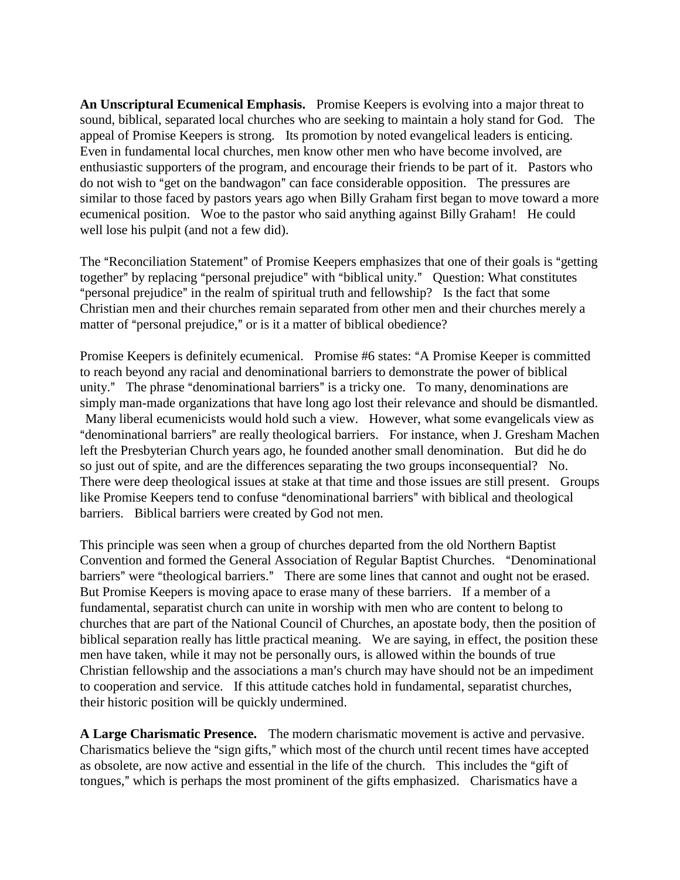**An Unscriptural Ecumenical Emphasis.** Promise Keepers is evolving into a major threat to sound, biblical, separated local churches who are seeking to maintain a holy stand for God. The appeal of Promise Keepers is strong. Its promotion by noted evangelical leaders is enticing. Even in fundamental local churches, men know other men who have become involved, are enthusiastic supporters of the program, and encourage their friends to be part of it. Pastors who do not wish to "get on the bandwagon" can face considerable opposition. The pressures are similar to those faced by pastors years ago when Billy Graham first began to move toward a more ecumenical position. Woe to the pastor who said anything against Billy Graham! He could well lose his pulpit (and not a few did).

The "Reconciliation Statement" of Promise Keepers emphasizes that one of their goals is "getting together" by replacing "personal prejudice" with "biblical unity." Question: What constitutes "personal prejudice" in the realm of spiritual truth and fellowship? Is the fact that some Christian men and their churches remain separated from other men and their churches merely a matter of "personal prejudice," or is it a matter of biblical obedience?

Promise Keepers is definitely ecumenical. Promise #6 states: "A Promise Keeper is committed to reach beyond any racial and denominational barriers to demonstrate the power of biblical unity." The phrase "denominational barriers" is a tricky one. To many, denominations are simply man-made organizations that have long ago lost their relevance and should be dismantled. Many liberal ecumenicists would hold such a view. However, what some evangelicals view as "denominational barriers" are really theological barriers. For instance, when J. Gresham Machen left the Presbyterian Church years ago, he founded another small denomination. But did he do so just out of spite, and are the differences separating the two groups inconsequential? No. There were deep theological issues at stake at that time and those issues are still present. Groups like Promise Keepers tend to confuse "denominational barriers" with biblical and theological barriers. Biblical barriers were created by God not men.

This principle was seen when a group of churches departed from the old Northern Baptist Convention and formed the General Association of Regular Baptist Churches. "Denominational barriers" were "theological barriers." There are some lines that cannot and ought not be erased. But Promise Keepers is moving apace to erase many of these barriers. If a member of a fundamental, separatist church can unite in worship with men who are content to belong to churches that are part of the National Council of Churches, an apostate body, then the position of biblical separation really has little practical meaning. We are saying, in effect, the position these men have taken, while it may not be personally ours, is allowed within the bounds of true Christian fellowship and the associations a man's church may have should not be an impediment to cooperation and service. If this attitude catches hold in fundamental, separatist churches, their historic position will be quickly undermined.

**A Large Charismatic Presence.** The modern charismatic movement is active and pervasive. Charismatics believe the "sign gifts," which most of the church until recent times have accepted as obsolete, are now active and essential in the life of the church. This includes the "gift of tongues," which is perhaps the most prominent of the gifts emphasized. Charismatics have a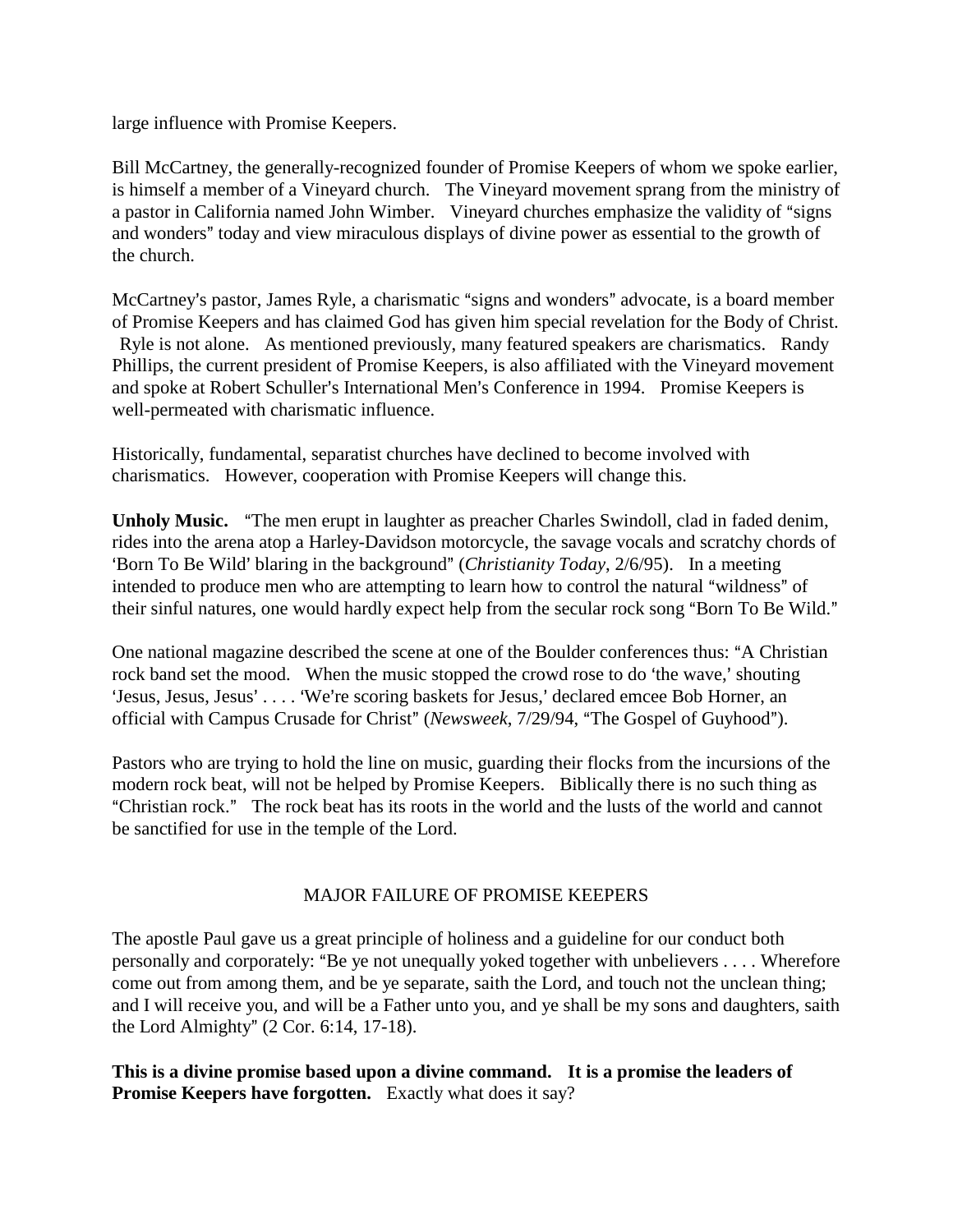large influence with Promise Keepers.

Bill McCartney, the generally-recognized founder of Promise Keepers of whom we spoke earlier, is himself a member of a Vineyard church. The Vineyard movement sprang from the ministry of a pastor in California named John Wimber. Vineyard churches emphasize the validity of "signs and wonders" today and view miraculous displays of divine power as essential to the growth of the church.

McCartney's pastor, James Ryle, a charismatic "signs and wonders" advocate, is a board member of Promise Keepers and has claimed God has given him special revelation for the Body of Christ. Ryle is not alone. As mentioned previously, many featured speakers are charismatics. Randy Phillips, the current president of Promise Keepers, is also affiliated with the Vineyard movement and spoke at Robert Schuller's International Men's Conference in 1994. Promise Keepers is well-permeated with charismatic influence.

Historically, fundamental, separatist churches have declined to become involved with charismatics. However, cooperation with Promise Keepers will change this.

**Unholy Music.** "The men erupt in laughter as preacher Charles Swindoll, clad in faded denim, rides into the arena atop a Harley-Davidson motorcycle, the savage vocals and scratchy chords of 'Born To Be Wild' blaring in the background" (*Christianity Today*, 2/6/95). In a meeting intended to produce men who are attempting to learn how to control the natural "wildness" of their sinful natures, one would hardly expect help from the secular rock song "Born To Be Wild."

One national magazine described the scene at one of the Boulder conferences thus: "A Christian rock band set the mood. When the music stopped the crowd rose to do 'the wave,' shouting 'Jesus, Jesus, Jesus' . . . . 'We're scoring baskets for Jesus,' declared emcee Bob Horner, an official with Campus Crusade for Christ" (*Newsweek*, 7/29/94, "The Gospel of Guyhood").

Pastors who are trying to hold the line on music, guarding their flocks from the incursions of the modern rock beat, will not be helped by Promise Keepers. Biblically there is no such thing as "Christian rock." The rock beat has its roots in the world and the lusts of the world and cannot be sanctified for use in the temple of the Lord.

## MAJOR FAILURE OF PROMISE KEEPERS

The apostle Paul gave us a great principle of holiness and a guideline for our conduct both personally and corporately: "Be ye not unequally yoked together with unbelievers . . . . Wherefore come out from among them, and be ye separate, saith the Lord, and touch not the unclean thing; and I will receive you, and will be a Father unto you, and ye shall be my sons and daughters, saith the Lord Almighty" (2 Cor. 6:14, 17-18).

**This is a divine promise based upon a divine command. It is a promise the leaders of Promise Keepers have forgotten.** Exactly what does it say?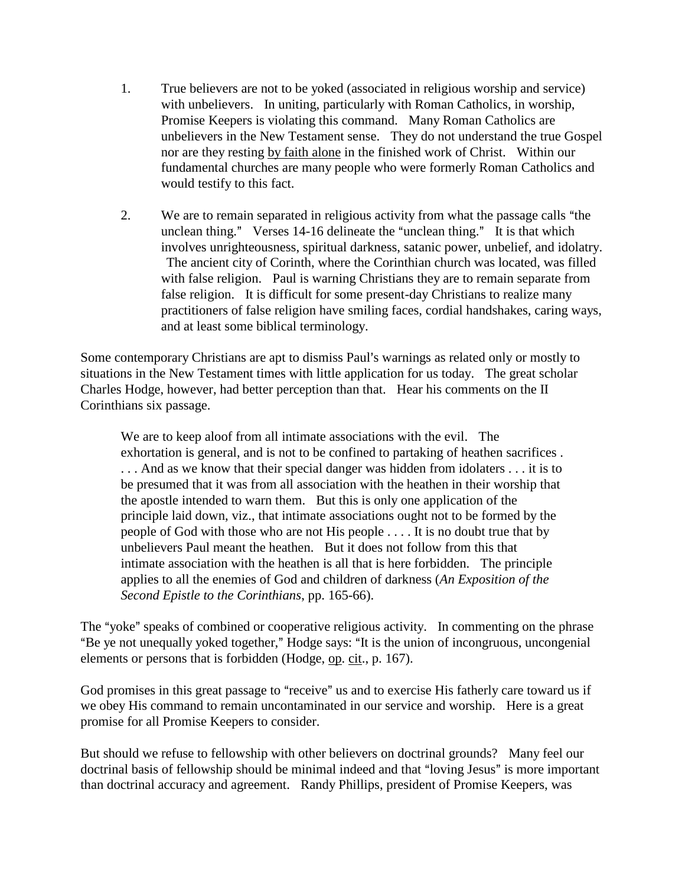1. True believers are not to be yoked (associated in religious worship and service) with unbelievers. In uniting, particularly with Roman Catholics, in worship, Promise Keepers is violating this command. Many Roman Catholics are unbelievers in the New Testament sense. They do not understand the true Gospel nor are they resting by faith alone in the finished work of Christ. Within our fundamental churches are many people who were formerly Roman Catholics and would testify to this fact.

2. We are to remain separated in religious activity from what the passage calls "the unclean thing." Verses 14-16 delineate the "unclean thing." It is that which involves unrighteousness, spiritual darkness, satanic power, unbelief, and idolatry. The ancient city of Corinth, where the Corinthian church was located, was filled with false religion. Paul is warning Christians they are to remain separate from false religion. It is difficult for some present-day Christians to realize many practitioners of false religion have smiling faces, cordial handshakes, caring ways, and at least some biblical terminology.

Some contemporary Christians are apt to dismiss Paul's warnings as related only or mostly to situations in the New Testament times with little application for us today. The great scholar Charles Hodge, however, had better perception than that. Hear his comments on the II Corinthians six passage.

> We are to keep aloof from all intimate associations with the evil. The exhortation is general, and is not to be confined to partaking of heathen sacrifices . . . . And as we know that their special danger was hidden from idolaters . . . it is to be presumed that it was from all association with the heathen in their worship that the apostle intended to warn them. But this is only one application of the principle laid down, viz., that intimate associations ought not to be formed by the people of God with those who are not His people . . . . It is no doubt true that by unbelievers Paul meant the heathen. But it does not follow from this that intimate association with the heathen is all that is here forbidden. The principle applies to all the enemies of God and children of darkness (*An Exposition of the Second Epistle to the Corinthians*, pp. 165-66).

The "yoke" speaks of combined or cooperative religious activity. In commenting on the phrase "Be ye not unequally yoked together," Hodge says: "It is the union of incongruous, uncongenial elements or persons that is forbidden (Hodge, op. cit., p. 167).

God promises in this great passage to "receive" us and to exercise His fatherly care toward us if we obey His command to remain uncontaminated in our service and worship. Here is a great promise for all Promise Keepers to consider.

But should we refuse to fellowship with other believers on doctrinal grounds? Many feel our doctrinal basis of fellowship should be minimal indeed and that "loving Jesus" is more important than doctrinal accuracy and agreement. Randy Phillips, president of Promise Keepers, was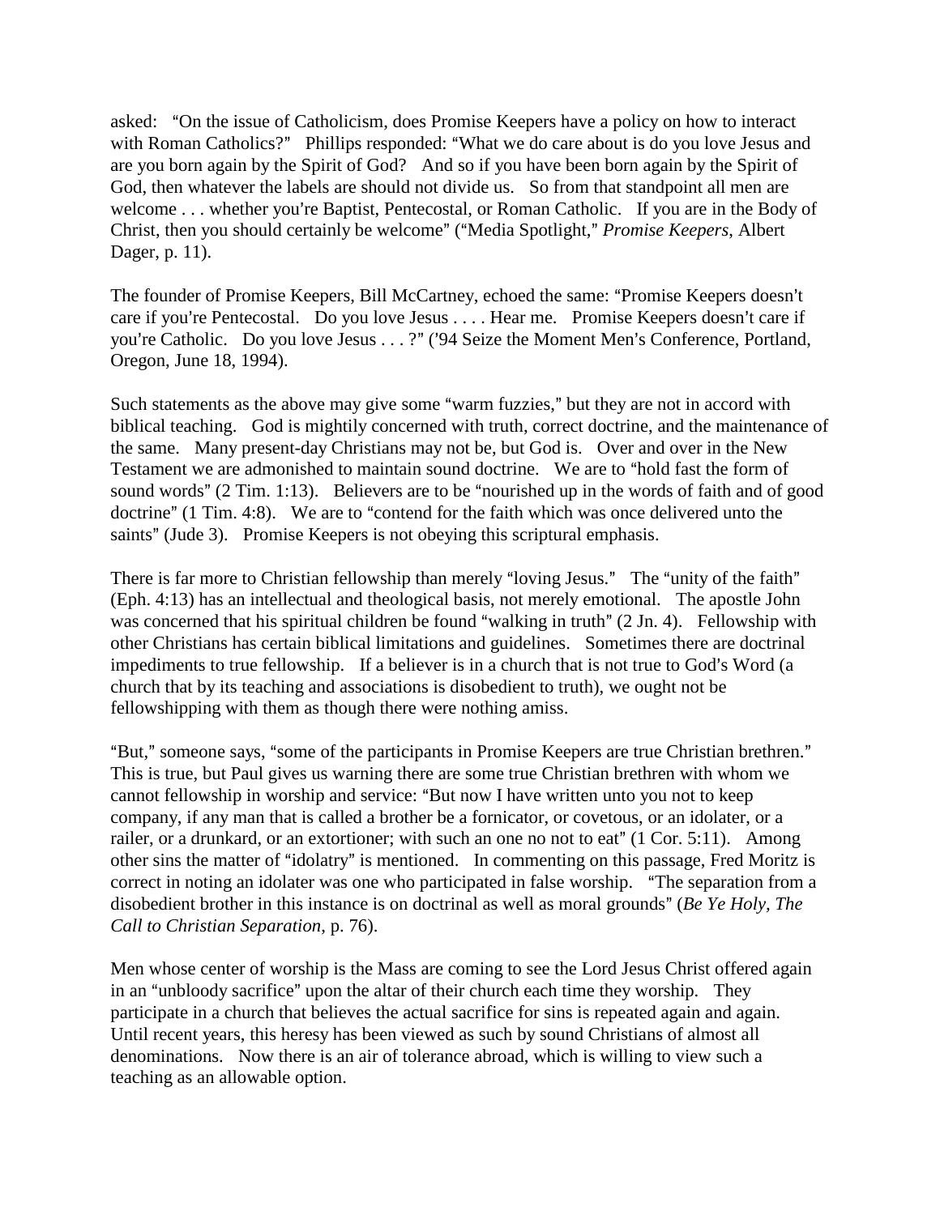asked: "On the issue of Catholicism, does Promise Keepers have a policy on how to interact with Roman Catholics?" Phillips responded: "What we do care about is do you love Jesus and are you born again by the Spirit of God? And so if you have been born again by the Spirit of God, then whatever the labels are should not divide us. So from that standpoint all men are welcome . . . whether you're Baptist, Pentecostal, or Roman Catholic. If you are in the Body of Christ, then you should certainly be welcome" ("Media Spotlight," *Promise Keepers*, Albert Dager, p. 11).

The founder of Promise Keepers, Bill McCartney, echoed the same: "Promise Keepers doesn't care if you're Pentecostal. Do you love Jesus . . . . Hear me. Promise Keepers doesn't care if you're Catholic. Do you love Jesus . . . ?" ('94 Seize the Moment Men's Conference, Portland, Oregon, June 18, 1994).

Such statements as the above may give some "warm fuzzies," but they are not in accord with biblical teaching. God is mightily concerned with truth, correct doctrine, and the maintenance of the same. Many present-day Christians may not be, but God is. Over and over in the New Testament we are admonished to maintain sound doctrine. We are to "hold fast the form of sound words" (2 Tim. 1:13). Believers are to be "nourished up in the words of faith and of good doctrine" (1 Tim. 4:8). We are to "contend for the faith which was once delivered unto the saints" (Jude 3). Promise Keepers is not obeying this scriptural emphasis.

There is far more to Christian fellowship than merely "loving Jesus." The "unity of the faith" (Eph. 4:13) has an intellectual and theological basis, not merely emotional. The apostle John was concerned that his spiritual children be found "walking in truth" (2 Jn. 4). Fellowship with other Christians has certain biblical limitations and guidelines. Sometimes there are doctrinal impediments to true fellowship. If a believer is in a church that is not true to God's Word (a church that by its teaching and associations is disobedient to truth), we ought not be fellowshipping with them as though there were nothing amiss.

"But," someone says, "some of the participants in Promise Keepers are true Christian brethren." This is true, but Paul gives us warning there are some true Christian brethren with whom we cannot fellowship in worship and service: "But now I have written unto you not to keep company, if any man that is called a brother be a fornicator, or covetous, or an idolater, or a railer, or a drunkard, or an extortioner; with such an one no not to eat" (1 Cor. 5:11). Among other sins the matter of "idolatry" is mentioned. In commenting on this passage, Fred Moritz is correct in noting an idolater was one who participated in false worship. "The separation from a disobedient brother in this instance is on doctrinal as well as moral grounds" (*Be Ye Holy, The Call to Christian Separation*, p. 76).

Men whose center of worship is the Mass are coming to see the Lord Jesus Christ offered again in an "unbloody sacrifice" upon the altar of their church each time they worship. They participate in a church that believes the actual sacrifice for sins is repeated again and again. Until recent years, this heresy has been viewed as such by sound Christians of almost all denominations. Now there is an air of tolerance abroad, which is willing to view such a teaching as an allowable option.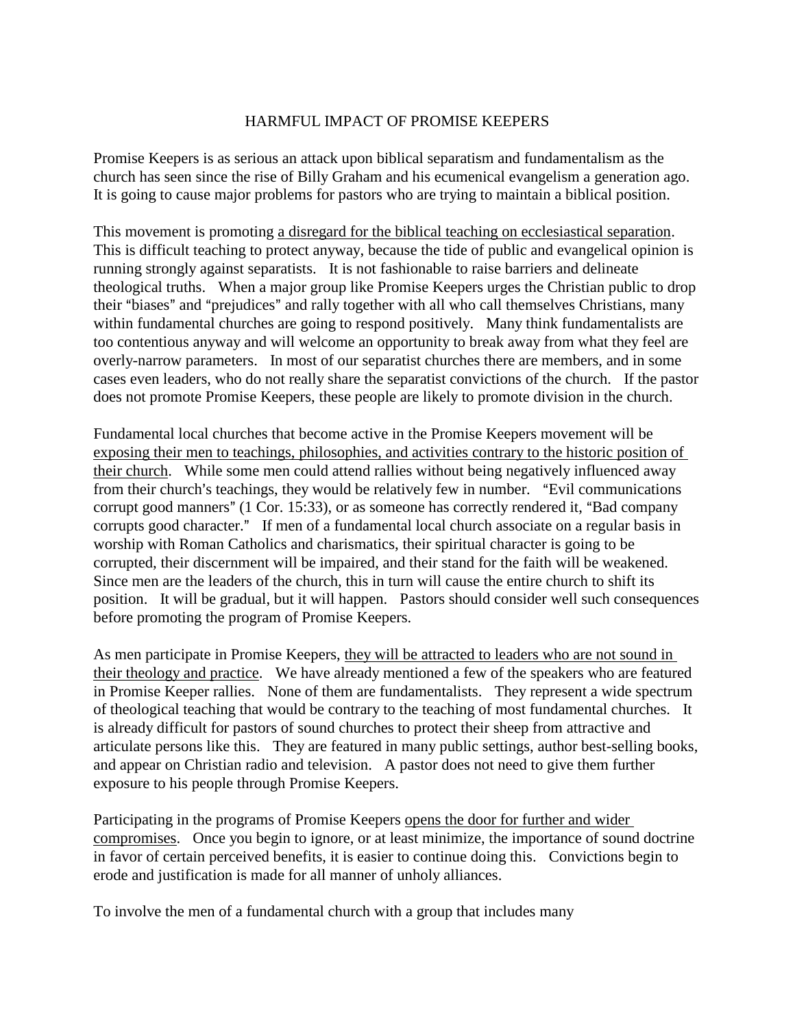# HARMFUL IMPACT OF PROMISE KEEPERS

Promise Keepers is as serious an attack upon biblical separatism and fundamentalism as the church has seen since the rise of Billy Graham and his ecumenical evangelism a generation ago. It is going to cause major problems for pastors who are trying to maintain a biblical position.

This movement is promoting <u>a disregard for the biblical teaching on ecclesiastical separation</u>. This is difficult teaching to protect anyway, because the tide of public and evangelical opinion is running strongly against separatists. It is not fashionable to raise barriers and delineate theological truths. When a major group like Promise Keepers urges the Christian public to drop their "biases" and "prejudices" and rally together with all who call themselves Christians, many within fundamental churches are going to respond positively. Many think fundamentalists are too contentious anyway and will welcome an opportunity to break away from what they feel are overly-narrow parameters. In most of our separatist churches there are members, and in some cases even leaders, who do not really share the separatist convictions of the church. If the pastor does not promote Promise Keepers, these people are likely to promote division in the church.

Fundamental local churches that become active in the Promise Keepers movement will be <u>exposing their men to teachings, philosophies, and activities contrary to the historic position of their church</u>. While some men could attend rallies without being negatively influenced away from their church's teachings, they would be relatively few in number. "Evil communications corrupt good manners" (1 Cor. 15:33), or as someone has correctly rendered it, "Bad company corrupts good character." If men of a fundamental local church associate on a regular basis in worship with Roman Catholics and charismatics, their spiritual character is going to be corrupted, their discernment will be impaired, and their stand for the faith will be weakened. Since men are the leaders of the church, this in turn will cause the entire church to shift its position. It will be gradual, but it will happen. Pastors should consider well such consequences before promoting the program of Promise Keepers.

As men participate in Promise Keepers, <u>they will be attracted to leaders who are not sound in their theology and practice</u>. We have already mentioned a few of the speakers who are featured in Promise Keeper rallies. None of them are fundamentalists. They represent a wide spectrum of theological teaching that would be contrary to the teaching of most fundamental churches. It is already difficult for pastors of sound churches to protect their sheep from attractive and articulate persons like this. They are featured in many public settings, author best-selling books, and appear on Christian radio and television. A pastor does not need to give them further exposure to his people through Promise Keepers.

Participating in the programs of Promise Keepers <u>opens the door for further and wider compromises</u>. Once you begin to ignore, or at least minimize, the importance of sound doctrine in favor of certain perceived benefits, it is easier to continue doing this. Convictions begin to erode and justification is made for all manner of unholy alliances.

To involve the men of a fundamental church with a group that includes many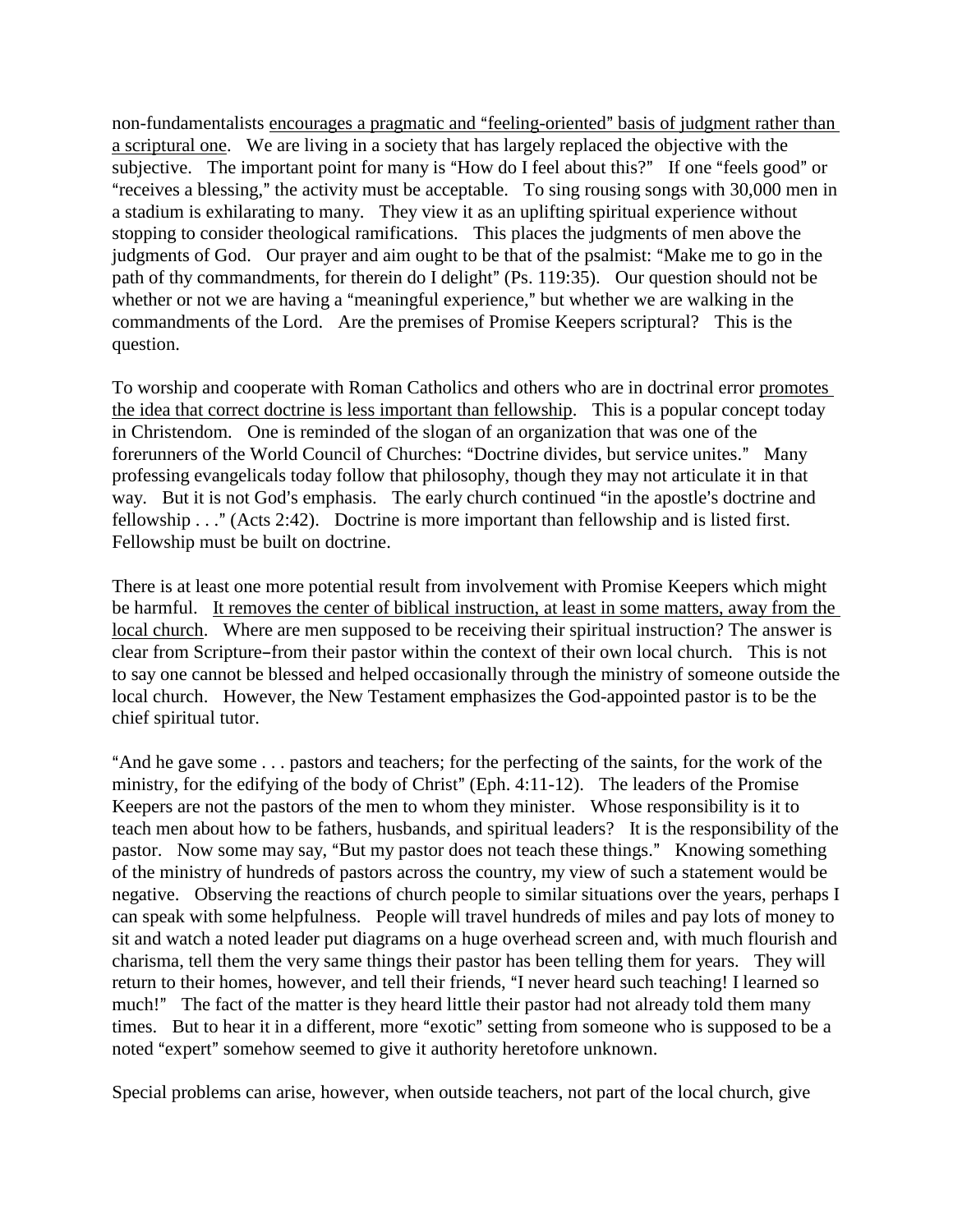non-fundamentalists <u>encourages a pragmatic and "feeling-oriented" basis of judgment rather than a scriptural one</u>. We are living in a society that has largely replaced the objective with the subjective. The important point for many is "How do I feel about this?" If one "feels good" or "receives a blessing," the activity must be acceptable. To sing rousing songs with 30,000 men in a stadium is exhilarating to many. They view it as an uplifting spiritual experience without stopping to consider theological ramifications. This places the judgments of men above the judgments of God. Our prayer and aim ought to be that of the psalmist: "Make me to go in the path of thy commandments, for therein do I delight" (Ps. 119:35). Our question should not be whether or not we are having a "meaningful experience," but whether we are walking in the commandments of the Lord. Are the premises of Promise Keepers scriptural? This is the question.

To worship and cooperate with Roman Catholics and others who are in doctrinal error <u>promotes the idea that correct doctrine is less important than fellowship</u>. This is a popular concept today in Christendom. One is reminded of the slogan of an organization that was one of the forerunners of the World Council of Churches: "Doctrine divides, but service unites." Many professing evangelicals today follow that philosophy, though they may not articulate it in that way. But it is not God's emphasis. The early church continued "in the apostle's doctrine and fellowship . . ." (Acts 2:42). Doctrine is more important than fellowship and is listed first. Fellowship must be built on doctrine.

There is at least one more potential result from involvement with Promise Keepers which might be harmful. <u>It removes the center of biblical instruction, at least in some matters, away from the local church</u>. Where are men supposed to be receiving their spiritual instruction? The answer is clear from Scripture–from their pastor within the context of their own local church. This is not to say one cannot be blessed and helped occasionally through the ministry of someone outside the local church. However, the New Testament emphasizes the God-appointed pastor is to be the chief spiritual tutor.

"And he gave some . . . pastors and teachers; for the perfecting of the saints, for the work of the ministry, for the edifying of the body of Christ" (Eph. 4:11-12). The leaders of the Promise Keepers are not the pastors of the men to whom they minister. Whose responsibility is it to teach men about how to be fathers, husbands, and spiritual leaders? It is the responsibility of the pastor. Now some may say, "But my pastor does not teach these things." Knowing something of the ministry of hundreds of pastors across the country, my view of such a statement would be negative. Observing the reactions of church people to similar situations over the years, perhaps I can speak with some helpfulness. People will travel hundreds of miles and pay lots of money to sit and watch a noted leader put diagrams on a huge overhead screen and, with much flourish and charisma, tell them the very same things their pastor has been telling them for years. They will return to their homes, however, and tell their friends, "I never heard such teaching! I learned so much!" The fact of the matter is they heard little their pastor had not already told them many times. But to hear it in a different, more "exotic" setting from someone who is supposed to be a noted "expert" somehow seemed to give it authority heretofore unknown.

Special problems can arise, however, when outside teachers, not part of the local church, give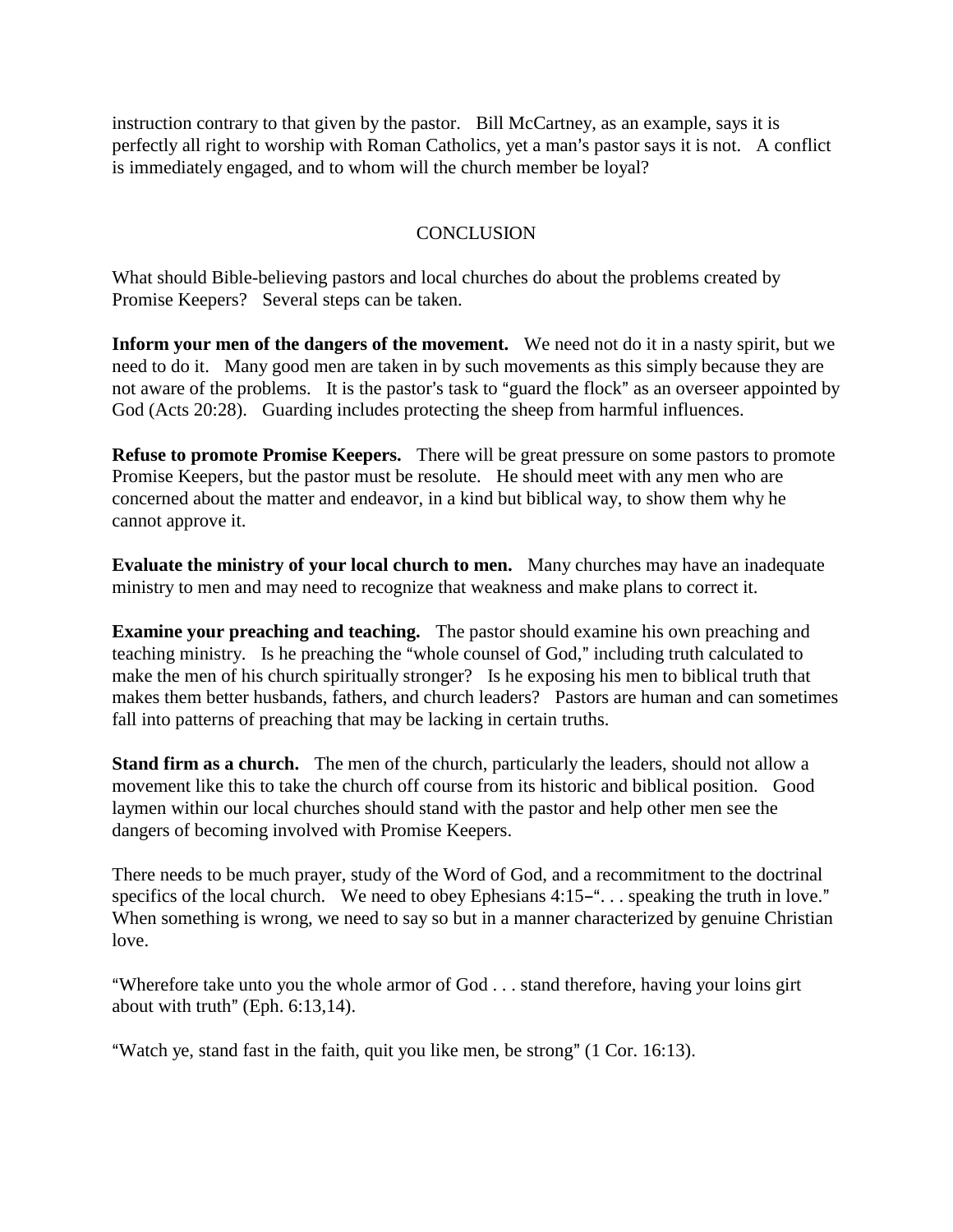instruction contrary to that given by the pastor. Bill McCartney, as an example, says it is perfectly all right to worship with Roman Catholics, yet a man's pastor says it is not. A conflict is immediately engaged, and to whom will the church member be loyal?

## CONCLUSION

What should Bible-believing pastors and local churches do about the problems created by Promise Keepers? Several steps can be taken.

**Inform your men of the dangers of the movement.** We need not do it in a nasty spirit, but we need to do it. Many good men are taken in by such movements as this simply because they are not aware of the problems. It is the pastor's task to "guard the flock" as an overseer appointed by God (Acts 20:28). Guarding includes protecting the sheep from harmful influences.

**Refuse to promote Promise Keepers.** There will be great pressure on some pastors to promote Promise Keepers, but the pastor must be resolute. He should meet with any men who are concerned about the matter and endeavor, in a kind but biblical way, to show them why he cannot approve it.

**Evaluate the ministry of your local church to men.** Many churches may have an inadequate ministry to men and may need to recognize that weakness and make plans to correct it.

**Examine your preaching and teaching.** The pastor should examine his own preaching and teaching ministry. Is he preaching the "whole counsel of God," including truth calculated to make the men of his church spiritually stronger? Is he exposing his men to biblical truth that makes them better husbands, fathers, and church leaders? Pastors are human and can sometimes fall into patterns of preaching that may be lacking in certain truths.

**Stand firm as a church.** The men of the church, particularly the leaders, should not allow a movement like this to take the church off course from its historic and biblical position. Good laymen within our local churches should stand with the pastor and help other men see the dangers of becoming involved with Promise Keepers.

There needs to be much prayer, study of the Word of God, and a recommitment to the doctrinal specifics of the local church. We need to obey Ephesians 4:15–". . . speaking the truth in love." When something is wrong, we need to say so but in a manner characterized by genuine Christian love.

"Wherefore take unto you the whole armor of God . . . stand therefore, having your loins girt about with truth" (Eph. 6:13,14).

"Watch ye, stand fast in the faith, quit you like men, be strong" (1 Cor. 16:13).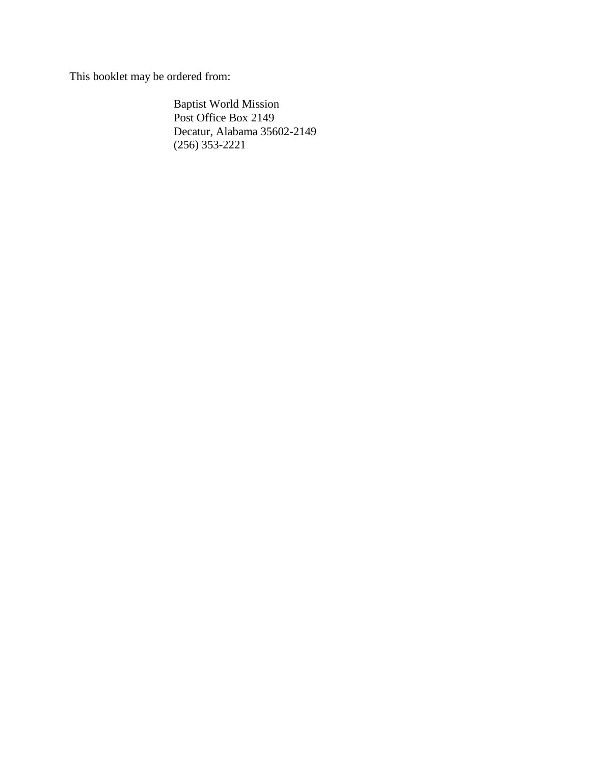This booklet may be ordered from:

Baptist World Mission  
Post Office Box 2149  
Decatur, Alabama 35602-2149  
(256) 353-2221